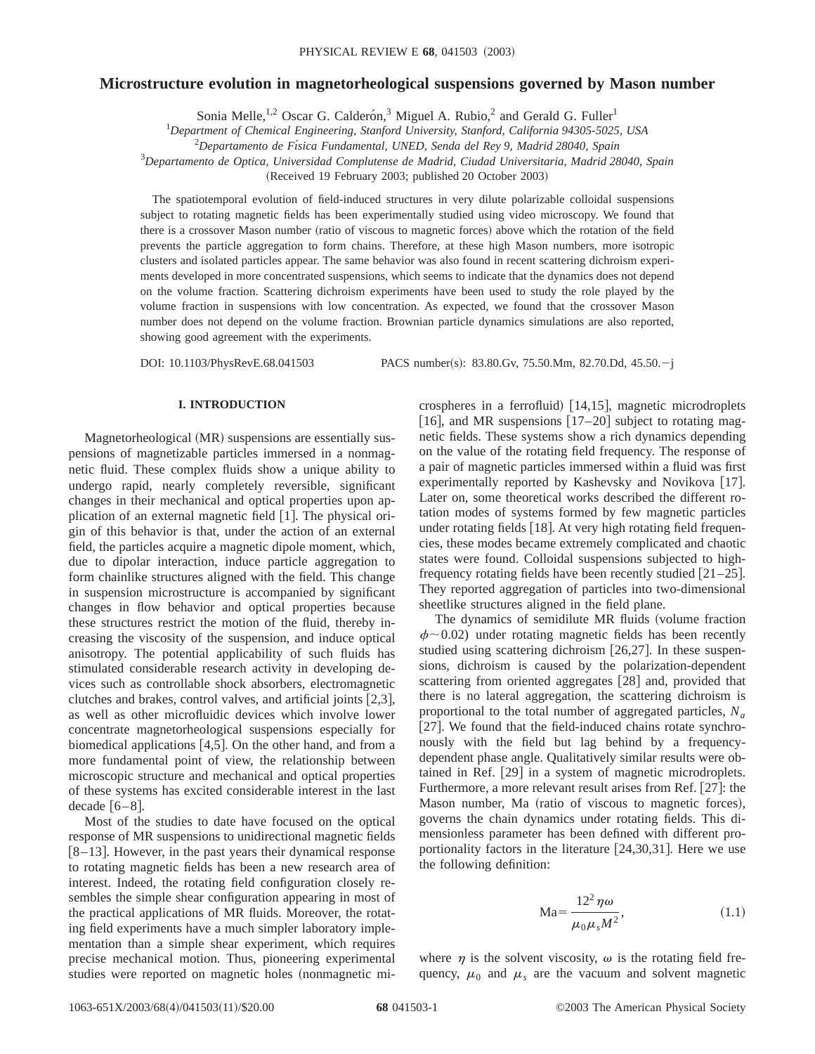# Microstructure evolution in magnetorheological suspensions governed by Mason number

Sonia Melle,[1,2] Oscar G. Calderón,[3] Miguel A. Rubio,[2] and Gerald G. Fuller[1]

[1]*Department of Chemical Engineering, Stanford University, Stanford, California 94305-5025, USA*

[2]*Departamento de Física Fundamental, UNED, Senda del Rey 9, Madrid 28040, Spain*

[3]*Departamento de Optica, Universidad Complutense de Madrid, Ciudad Universitaria, Madrid 28040, Spain*

(Received 19 February 2003; published 20 October 2003)

The spatiotemporal evolution of field-induced structures in very dilute polarizable colloidal suspensions subject to rotating magnetic fields has been experimentally studied using video microscopy. We found that there is a crossover Mason number (ratio of viscous to magnetic forces) above which the rotation of the field prevents the particle aggregation to form chains. Therefore, at these high Mason numbers, more isotropic clusters and isolated particles appear. The same behavior was also found in recent scattering dichroism experiments developed in more concentrated suspensions, which seems to indicate that the dynamics does not depend on the volume fraction. Scattering dichroism experiments have been used to study the role played by the volume fraction in suspensions with low concentration. As expected, we found that the crossover Mason number does not depend on the volume fraction. Brownian particle dynamics simulations are also reported, showing good agreement with the experiments.

DOI: 10.1103/PhysRevE.68.041503 PACS number(s): 83.80.Gv, 75.50.Mm, 82.70.Dd, 45.50.−j

## I. INTRODUCTION

Magnetorheological (MR) suspensions are essentially suspensions of magnetizable particles immersed in a nonmagnetic fluid. These complex fluids show a unique ability to undergo rapid, nearly completely reversible, significant changes in their mechanical and optical properties upon application of an external magnetic field [1]. The physical origin of this behavior is that, under the action of an external field, the particles acquire a magnetic dipole moment, which, due to dipolar interaction, induce particle aggregation to form chainlike structures aligned with the field. This change in suspension microstructure is accompanied by significant changes in flow behavior and optical properties because these structures restrict the motion of the fluid, thereby increasing the viscosity of the suspension, and induce optical anisotropy. The potential applicability of such fluids has stimulated considerable research activity in developing devices such as controllable shock absorbers, electromagnetic clutches and brakes, control valves, and artificial joints [2,3], as well as other microfluidic devices which involve lower concentrate magnetorheological suspensions especially for biomedical applications [4,5]. On the other hand, and from a more fundamental point of view, the relationship between microscopic structure and mechanical and optical properties of these systems has excited considerable interest in the last decade [6–8].

Most of the studies to date have focused on the optical response of MR suspensions to unidirectional magnetic fields [8–13]. However, in the past years their dynamical response to rotating magnetic fields has been a new research area of interest. Indeed, the rotating field configuration closely resembles the simple shear configuration appearing in most of the practical applications of MR fluids. Moreover, the rotating field experiments have a much simpler laboratory implementation than a simple shear experiment, which requires precise mechanical motion. Thus, pioneering experimental studies were reported on magnetic holes (nonmagnetic microspheres in a ferrofluid) [14,15], magnetic microdroplets [16], and MR suspensions [17–20] subject to rotating magnetic fields. These systems show a rich dynamics depending on the value of the rotating field frequency. The response of a pair of magnetic particles immersed within a fluid was first experimentally reported by Kashevsky and Novikova [17]. Later on, some theoretical works described the different rotation modes of systems formed by few magnetic particles under rotating fields [18]. At very high rotating field frequencies, these modes became extremely complicated and chaotic states were found. Colloidal suspensions subjected to high-frequency rotating fields have been recently studied [21–25]. They reported aggregation of particles into two-dimensional sheetlike structures aligned in the field plane.

The dynamics of semidilute MR fluids (volume fraction $\phi \sim 0.02$) under rotating magnetic fields has been recently studied using scattering dichroism [26,27]. In these suspensions, dichroism is caused by the polarization-dependent scattering from oriented aggregates [28] and, provided that there is no lateral aggregation, the scattering dichroism is proportional to the total number of aggregated particles, $N_a$ [27]. We found that the field-induced chains rotate synchronously with the field but lag behind by a frequency-dependent phase angle. Qualitatively similar results were obtained in Ref. [29] in a system of magnetic microdroplets. Furthermore, a more relevant result arises from Ref. [27]: the Mason number, Ma (ratio of viscous to magnetic forces), governs the chain dynamics under rotating fields. This dimensionless parameter has been defined with different proportionality factors in the literature [24,30,31]. Here we use the following definition:

$$\mathrm{Ma} = \frac{12^2 \eta \omega}{\mu_0 \mu_s M^2}, \tag{1.1}$$

where $\eta$ is the solvent viscosity, $\omega$ is the rotating field frequency, $\mu_0$ and $\mu_s$ are the vacuum and solvent magnetic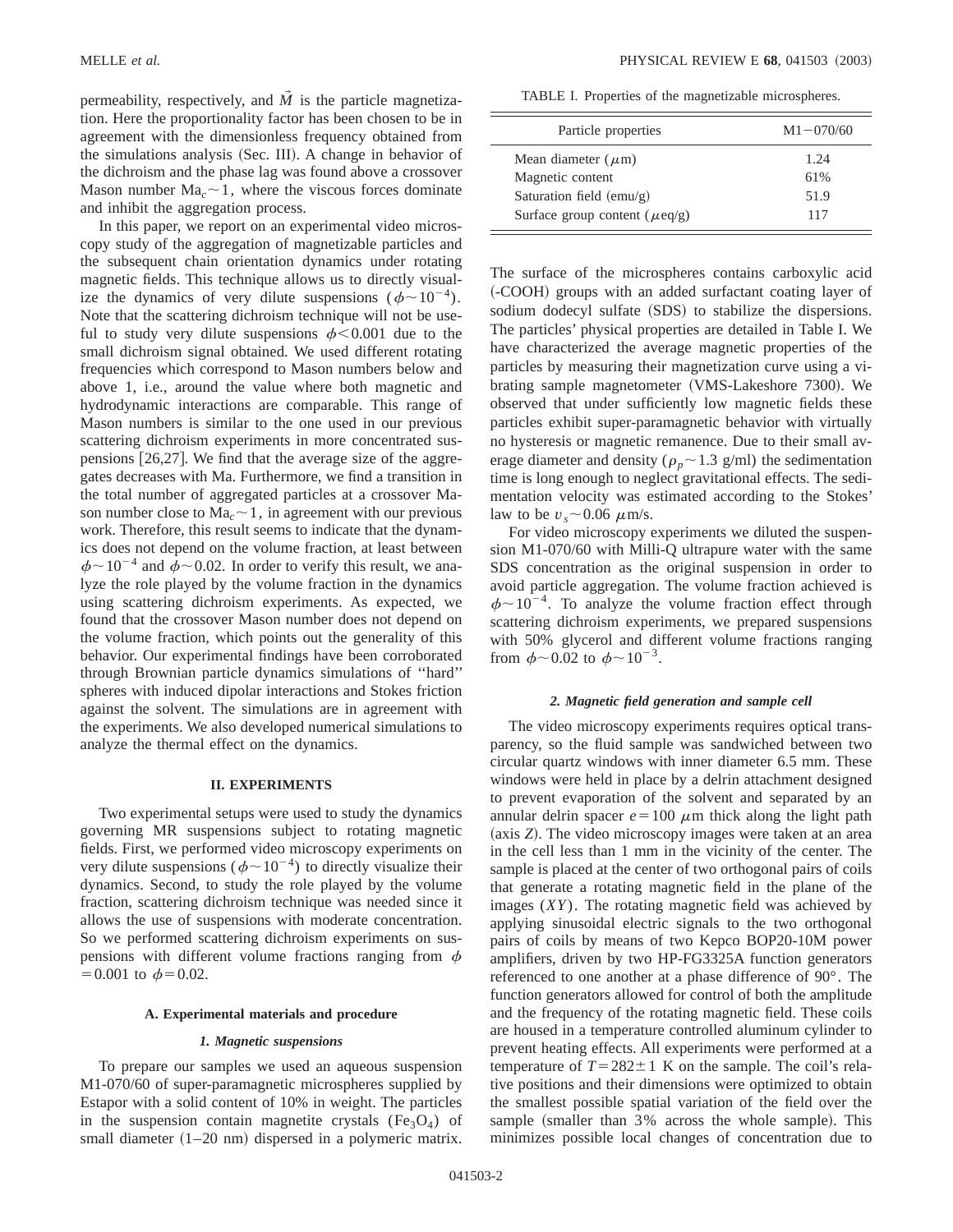permeability, respectively, and $\vec{M}$ is the particle magnetization. Here the proportionality factor has been chosen to be in agreement with the dimensionless frequency obtained from the simulations analysis (Sec. III). A change in behavior of the dichroism and the phase lag was found above a crossover Mason number $\mathrm{Ma}_c \sim 1$, where the viscous forces dominate and inhibit the aggregation process.

In this paper, we report on an experimental video microscopy study of the aggregation of magnetizable particles and the subsequent chain orientation dynamics under rotating magnetic fields. This technique allows us to directly visualize the dynamics of very dilute suspensions ($\phi \sim 10^{-4}$). Note that the scattering dichroism technique will not be useful to study very dilute suspensions $\phi < 0.001$ due to the small dichroism signal obtained. We used different rotating frequencies which correspond to Mason numbers below and above 1, i.e., around the value where both magnetic and hydrodynamic interactions are comparable. This range of Mason numbers is similar to the one used in our previous scattering dichroism experiments in more concentrated suspensions [26,27]. We find that the average size of the aggregates decreases with Ma. Furthermore, we find a transition in the total number of aggregated particles at a crossover Mason number close to $\mathrm{Ma}_c \sim 1$, in agreement with our previous work. Therefore, this result seems to indicate that the dynamics does not depend on the volume fraction, at least between $\phi \sim 10^{-4}$ and $\phi \sim 0.02$. In order to verify this result, we analyze the role played by the volume fraction in the dynamics using scattering dichroism experiments. As expected, we found that the crossover Mason number does not depend on the volume fraction, which points out the generality of this behavior. Our experimental findings have been corroborated through Brownian particle dynamics simulations of "hard" spheres with induced dipolar interactions and Stokes friction against the solvent. The simulations are in agreement with the experiments. We also developed numerical simulations to analyze the thermal effect on the dynamics.

## II. EXPERIMENTS

Two experimental setups were used to study the dynamics governing MR suspensions subject to rotating magnetic fields. First, we performed video microscopy experiments on very dilute suspensions ($\phi \sim 10^{-4}$) to directly visualize their dynamics. Second, to study the role played by the volume fraction, scattering dichroism technique was needed since it allows the use of suspensions with moderate concentration. So we performed scattering dichroism experiments on suspensions with different volume fractions ranging from $\phi = 0.001$ to $\phi = 0.02$.

### A. Experimental materials and procedure

#### *1. Magnetic suspensions*

To prepare our samples we used an aqueous suspension M1-070/60 of super-paramagnetic microspheres supplied by Estapor with a solid content of 10% in weight. The particles in the suspension contain magnetite crystals ($Fe_3O_4$) of small diameter (1–20 nm) dispersed in a polymeric matrix. The surface of the microspheres contains carboxylic acid (-COOH) groups with an added surfactant coating layer of sodium dodecyl sulfate (SDS) to stabilize the dispersions. The particles' physical properties are detailed in Table I. We have characterized the average magnetic properties of the particles by measuring their magnetization curve using a vibrating sample magnetometer (VMS-Lakeshore 7300). We observed that under sufficiently low magnetic fields these particles exhibit super-paramagnetic behavior with virtually no hysteresis or magnetic remanence. Due to their small average diameter and density ($\rho_p \sim 1.3$ g/ml) the sedimentation time is long enough to neglect gravitational effects. The sedimentation velocity was estimated according to the Stokes' law to be $v_s \sim 0.06$ $\mu$m/s.

TABLE I. Properties of the magnetizable microspheres.

| Particle properties | M1−070/60 |
| --- | --- |
| Mean diameter ($\mu$m) | 1.24 |
| Magnetic content | 61% |
| Saturation field (emu/g) | 51.9 |
| Surface group content ($\mu$eq/g) | 117 |

For video microscopy experiments we diluted the suspension M1-070/60 with Milli-Q ultrapure water with the same SDS concentration as the original suspension in order to avoid particle aggregation. The volume fraction achieved is $\phi \sim 10^{-4}$. To analyze the volume fraction effect through scattering dichroism experiments, we prepared suspensions with 50% glycerol and different volume fractions ranging from $\phi \sim 0.02$ to $\phi \sim 10^{-3}$.

#### *2. Magnetic field generation and sample cell*

The video microscopy experiments requires optical transparency, so the fluid sample was sandwiched between two circular quartz windows with inner diameter 6.5 mm. These windows were held in place by a delrin attachment designed to prevent evaporation of the solvent and separated by an annular delrin spacer $e = 100$ $\mu$m thick along the light path (axis $Z$). The video microscopy images were taken at an area in the cell less than 1 mm in the vicinity of the center. The sample is placed at the center of two orthogonal pairs of coils that generate a rotating magnetic field in the plane of the images ($XY$). The rotating magnetic field was achieved by applying sinusoidal electric signals to the two orthogonal pairs of coils by means of two Kepco BOP20-10M power amplifiers, driven by two HP-FG3325A function generators referenced to one another at a phase difference of 90°. The function generators allowed for control of both the amplitude and the frequency of the rotating magnetic field. These coils are housed in a temperature controlled aluminum cylinder to prevent heating effects. All experiments were performed at a temperature of $T = 282 \pm 1$ K on the sample. The coil's relative positions and their dimensions were optimized to obtain the smallest possible spatial variation of the field over the sample (smaller than 3% across the whole sample). This minimizes possible local changes of concentration due to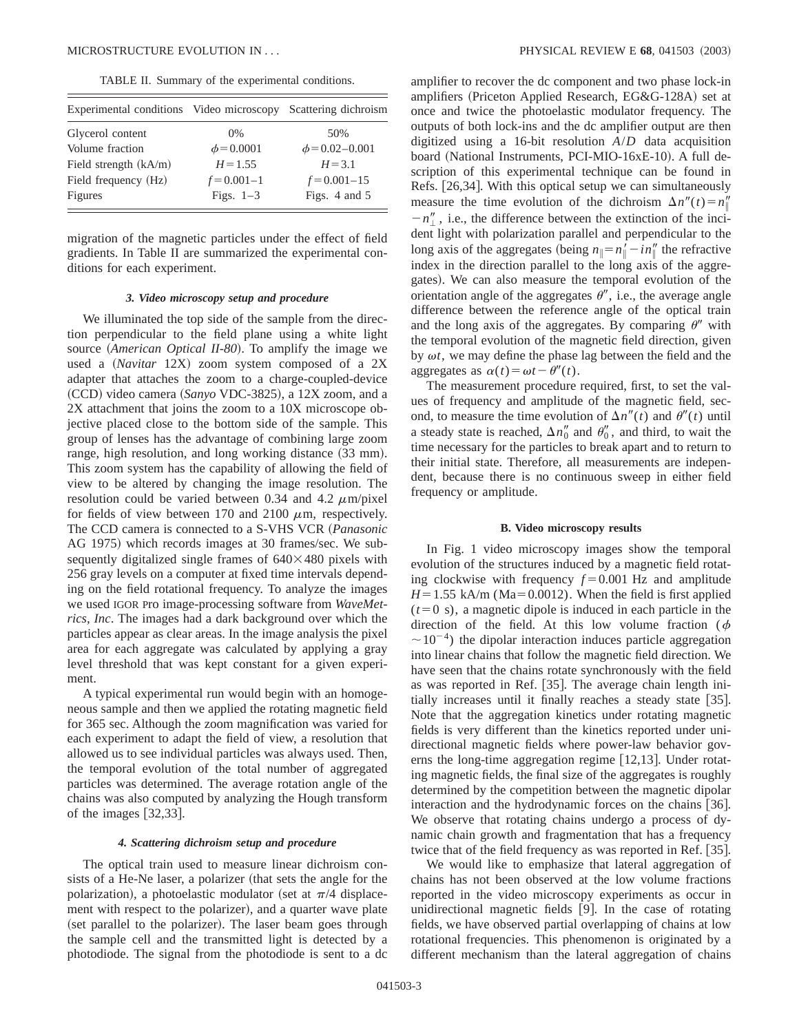TABLE II. Summary of the experimental conditions.

| Experimental conditions | Video microscopy | Scattering dichroism |
|---|---|---|
| Glycerol content | 0% | 50% |
| Volume fraction | $\phi=0.0001$ | $\phi=0.02$–$0.001$ |
| Field strength (kA/m) | $H=1.55$ | $H=3.1$ |
| Field frequency (Hz) | $f=0.001$–$1$ | $f=0.001$–$15$ |
| Figures | Figs. 1–3 | Figs. 4 and 5 |

migration of the magnetic particles under the effect of field gradients. In Table II are summarized the experimental conditions for each experiment.

#### 3. Video microscopy setup and procedure

We illuminated the top side of the sample from the direction perpendicular to the field plane using a white light source (*American Optical II-80*). To amplify the image we used a (*Navitar* 12X) zoom system composed of a 2X adapter that attaches the zoom to a charge-coupled-device (CCD) video camera (*Sanyo* VDC-3825), a 12X zoom, and a 2X attachment that joins the zoom to a 10X microscope objective placed close to the bottom side of the sample. This group of lenses has the advantage of combining large zoom range, high resolution, and long working distance (33 mm). This zoom system has the capability of allowing the field of view to be altered by changing the image resolution. The resolution could be varied between 0.34 and 4.2 $\mu$m/pixel for fields of view between 170 and 2100 $\mu$m, respectively. The CCD camera is connected to a S-VHS VCR (*Panasonic* AG 1975) which records images at 30 frames/sec. We subsequently digitalized single frames of $640\times480$ pixels with 256 gray levels on a computer at fixed time intervals depending on the field rotational frequency. To analyze the images we used IGOR PRO image-processing software from *WaveMetrics, Inc*. The images had a dark background over which the particles appear as clear areas. In the image analysis the pixel area for each aggregate was calculated by applying a gray level threshold that was kept constant for a given experiment.

A typical experimental run would begin with an homogeneous sample and then we applied the rotating magnetic field for 365 sec. Although the zoom magnification was varied for each experiment to adapt the field of view, a resolution that allowed us to see individual particles was always used. Then, the temporal evolution of the total number of aggregated particles was determined. The average rotation angle of the chains was also computed by analyzing the Hough transform of the images [32,33].

#### 4. Scattering dichroism setup and procedure

The optical train used to measure linear dichroism consists of a He-Ne laser, a polarizer (that sets the angle for the polarization), a photoelastic modulator (set at $\pi/4$ displacement with respect to the polarizer), and a quarter wave plate (set parallel to the polarizer). The laser beam goes through the sample cell and the transmitted light is detected by a photodiode. The signal from the photodiode is sent to a dc amplifier to recover the dc component and two phase lock-in amplifiers (Priceton Applied Research, EG&G-128A) set at once and twice the photoelastic modulator frequency. The outputs of both lock-ins and the dc amplifier output are then digitized using a 16-bit resolution $A/D$ data acquisition board (National Instruments, PCI-MIO-16xE-10). A full description of this experimental technique can be found in Refs. [26,34]. With this optical setup we can simultaneously measure the time evolution of the dichroism $\Delta n''(t)=n''_{\parallel}-n''_{\perp}$, i.e., the difference between the extinction of the incident light with polarization parallel and perpendicular to the long axis of the aggregates (being $n_{\parallel}=n'_{\parallel}-in''_{\parallel}$ the refractive index in the direction parallel to the long axis of the aggregates). We can also measure the temporal evolution of the orientation angle of the aggregates $\theta''$, i.e., the average angle difference between the reference angle of the optical train and the long axis of the aggregates. By comparing $\theta''$ with the temporal evolution of the magnetic field direction, given by $\omega t$, we may define the phase lag between the field and the aggregates as $\alpha(t)=\omega t-\theta''(t)$.

The measurement procedure required, first, to set the values of frequency and amplitude of the magnetic field, second, to measure the time evolution of $\Delta n''(t)$ and $\theta''(t)$ until a steady state is reached, $\Delta n''_0$ and $\theta''_0$, and third, to wait the time necessary for the particles to break apart and to return to their initial state. Therefore, all measurements are independent, because there is no continuous sweep in either field frequency or amplitude.

### B. Video microscopy results

In Fig. 1 video microscopy images show the temporal evolution of the structures induced by a magnetic field rotating clockwise with frequency $f=0.001$ Hz and amplitude $H=1.55$ kA/m (Ma$=0.0012$). When the field is first applied ($t=0$ s), a magnetic dipole is induced in each particle in the direction of the field. At this low volume fraction ($\phi\sim10^{-4}$) the dipolar interaction induces particle aggregation into linear chains that follow the magnetic field direction. We have seen that the chains rotate synchronously with the field as was reported in Ref. [35]. The average chain length initially increases until it finally reaches a steady state [35]. Note that the aggregation kinetics under rotating magnetic fields is very different than the kinetics reported under unidirectional magnetic fields where power-law behavior governs the long-time aggregation regime [12,13]. Under rotating magnetic fields, the final size of the aggregates is roughly determined by the competition between the magnetic dipolar interaction and the hydrodynamic forces on the chains [36]. We observe that rotating chains undergo a process of dynamic chain growth and fragmentation that has a frequency twice that of the field frequency as was reported in Ref. [35].

We would like to emphasize that lateral aggregation of chains has not been observed at the low volume fractions reported in the video microscopy experiments as occur in unidirectional magnetic fields [9]. In the case of rotating fields, we have observed partial overlapping of chains at low rotational frequencies. This phenomenon is originated by a different mechanism than the lateral aggregation of chains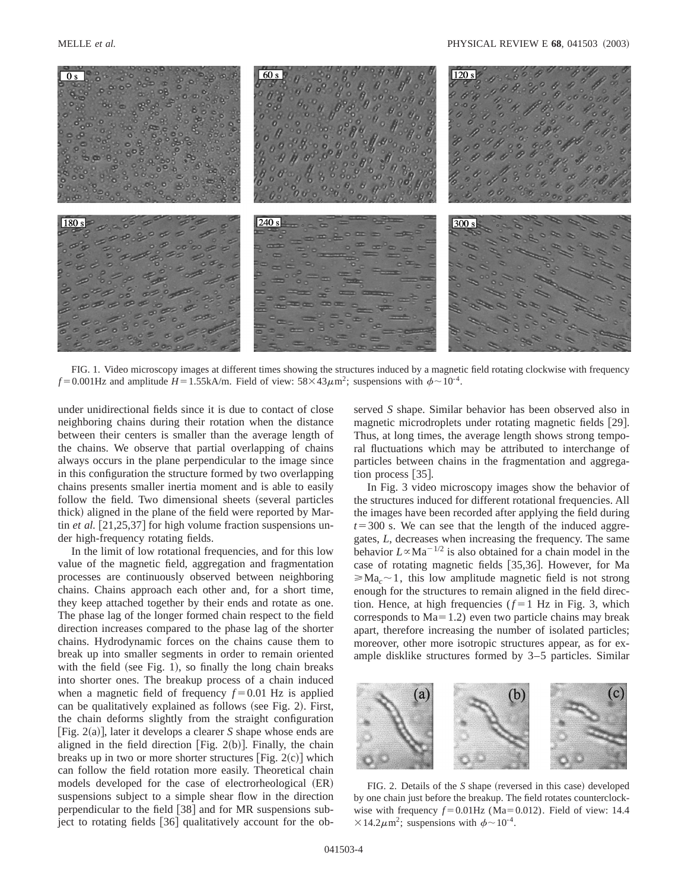FIG. 1. Video microscopy images at different times showing the structures induced by a magnetic field rotating clockwise with frequency $f=0.001$Hz and amplitude $H=1.55$kA/m. Field of view: $58\times43\mu\mathrm{m}^2$; suspensions with $\phi\sim10^{-4}$.

under unidirectional fields since it is due to contact of close neighboring chains during their rotation when the distance between their centers is smaller than the average length of the chains. We observe that partial overlapping of chains always occurs in the plane perpendicular to the image since in this configuration the structure formed by two overlapping chains presents smaller inertia moment and is able to easily follow the field. Two dimensional sheets (several particles thick) aligned in the plane of the field were reported by Martin *et al.* [21,25,37] for high volume fraction suspensions under high-frequency rotating fields.

In the limit of low rotational frequencies, and for this low value of the magnetic field, aggregation and fragmentation processes are continuously observed between neighboring chains. Chains approach each other and, for a short time, they keep attached together by their ends and rotate as one. The phase lag of the longer formed chain respect to the field direction increases compared to the phase lag of the shorter chains. Hydrodynamic forces on the chains cause them to break up into smaller segments in order to remain oriented with the field (see Fig. 1), so finally the long chain breaks into shorter ones. The breakup process of a chain induced when a magnetic field of frequency $f=0.01$ Hz is applied can be qualitatively explained as follows (see Fig. 2). First, the chain deforms slightly from the straight configuration [Fig. 2(a)], later it develops a clearer *S* shape whose ends are aligned in the field direction [Fig. 2(b)]. Finally, the chain breaks up in two or more shorter structures [Fig. 2(c)] which can follow the field rotation more easily. Theoretical chain models developed for the case of electrorheological (ER) suspensions subject to a simple shear flow in the direction perpendicular to the field [38] and for MR suspensions subject to rotating fields [36] qualitatively account for the observed *S* shape. Similar behavior has been observed also in magnetic microdroplets under rotating magnetic fields [29]. Thus, at long times, the average length shows strong temporal fluctuations which may be attributed to interchange of particles between chains in the fragmentation and aggregation process [35].

In Fig. 3 video microscopy images show the behavior of the structures induced for different rotational frequencies. All the images have been recorded after applying the field during $t=300$ s. We can see that the length of the induced aggregates, $L$, decreases when increasing the frequency. The same behavior $L\propto\mathrm{Ma}^{-1/2}$ is also obtained for a chain model in the case of rotating magnetic fields [35,36]. However, for $\mathrm{Ma}\geqslant\mathrm{Ma}_c\sim1$, this low amplitude magnetic field is not strong enough for the structures to remain aligned in the field direction. Hence, at high frequencies ($f=1$ Hz in Fig. 3, which corresponds to $\mathrm{Ma}=1.2$) even two particle chains may break apart, therefore increasing the number of isolated particles; moreover, other more isotropic structures appear, as for example disklike structures formed by 3–5 particles. Similar

FIG. 2. Details of the *S* shape (reversed in this case) developed by one chain just before the breakup. The field rotates counterclockwise with frequency $f=0.01$Hz ($\mathrm{Ma}=0.012$). Field of view: $14.4\times14.2\mu\mathrm{m}^2$; suspensions with $\phi\sim10^{-4}$.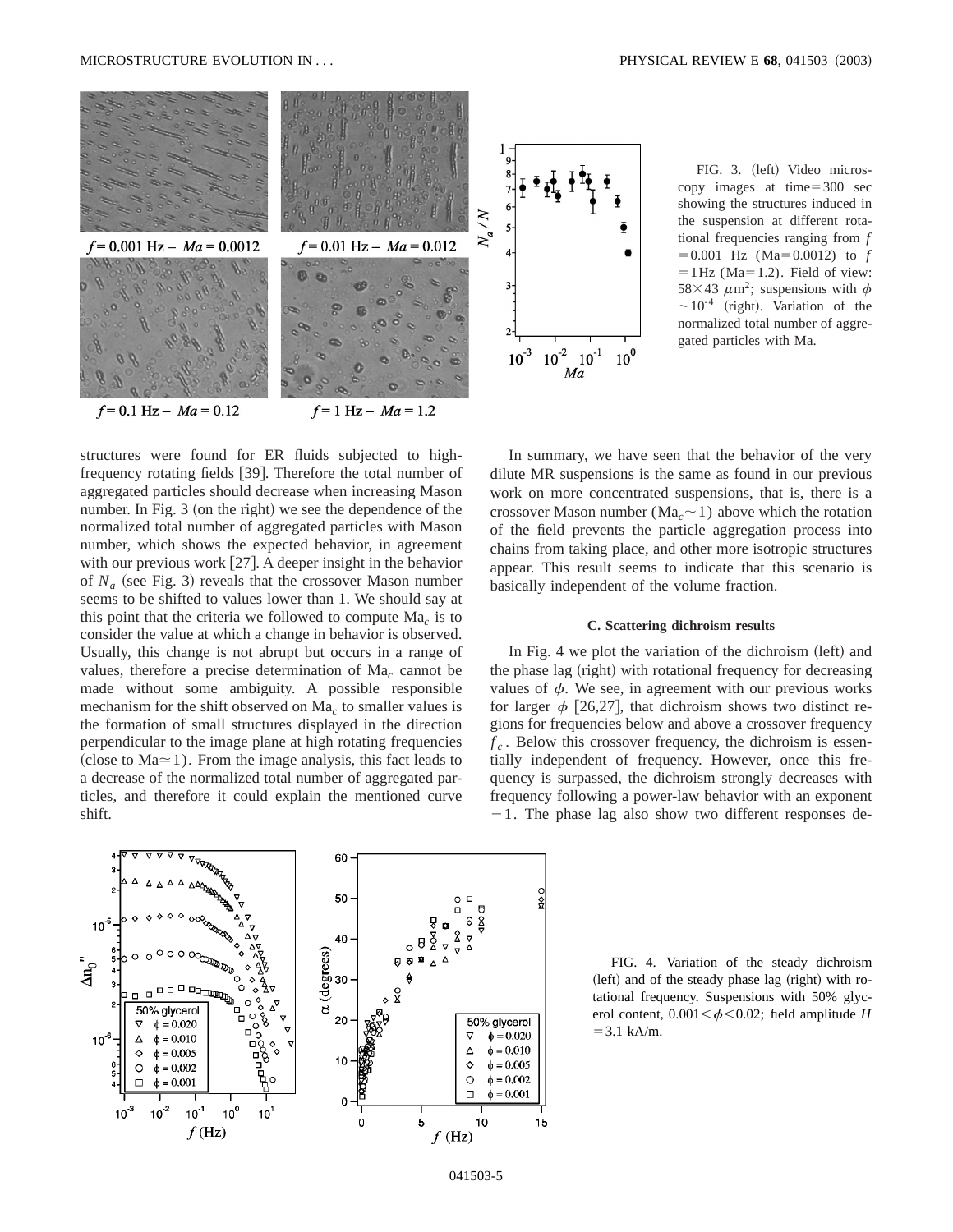FIG. 3. (left) Video microscopy images at time $=300$ sec showing the structures induced in the suspension at different rotational frequencies ranging from $f=0.001$ Hz (Ma $=0.0012$) to $f=1$ Hz (Ma $=1.2$). Field of view: $58\times 43\ \mu\text{m}^2$; suspensions with $\phi\sim 10^{-4}$ (right). Variation of the normalized total number of aggregated particles with Ma.

structures were found for ER fluids subjected to high-frequency rotating fields [39]. Therefore the total number of aggregated particles should decrease when increasing Mason number. In Fig. 3 (on the right) we see the dependence of the normalized total number of aggregated particles with Mason number, which shows the expected behavior, in agreement with our previous work [27]. A deeper insight in the behavior of $N_a$ (see Fig. 3) reveals that the crossover Mason number seems to be shifted to values lower than 1. We should say at this point that the criteria we followed to compute $\text{Ma}_c$ is to consider the value at which a change in behavior is observed. Usually, this change is not abrupt but occurs in a range of values, therefore a precise determination of $\text{Ma}_c$ cannot be made without some ambiguity. A possible responsible mechanism for the shift observed on $\text{Ma}_c$ to smaller values is the formation of small structures displayed in the direction perpendicular to the image plane at high rotating frequencies (close to $\text{Ma}\simeq 1$). From the image analysis, this fact leads to a decrease of the normalized total number of aggregated particles, and therefore it could explain the mentioned curve shift.

In summary, we have seen that the behavior of the very dilute MR suspensions is the same as found in our previous work on more concentrated suspensions, that is, there is a crossover Mason number ($\text{Ma}_c\sim 1$) above which the rotation of the field prevents the particle aggregation process into chains from taking place, and other more isotropic structures appear. This result seems to indicate that this scenario is basically independent of the volume fraction.

### C. Scattering dichroism results

In Fig. 4 we plot the variation of the dichroism (left) and the phase lag (right) with rotational frequency for decreasing values of $\phi$. We see, in agreement with our previous works for larger $\phi$ [26,27], that dichroism shows two distinct regions for frequencies below and above a crossover frequency $f_c$. Below this crossover frequency, the dichroism is essentially independent of frequency. However, once this frequency is surpassed, the dichroism strongly decreases with frequency following a power-law behavior with an exponent $-1$. The phase lag also show two different responses de-

FIG. 4. Variation of the steady dichroism (left) and of the steady phase lag (right) with rotational frequency. Suspensions with 50% glycerol content, $0.001<\phi<0.02$; field amplitude $H=3.1$ kA/m.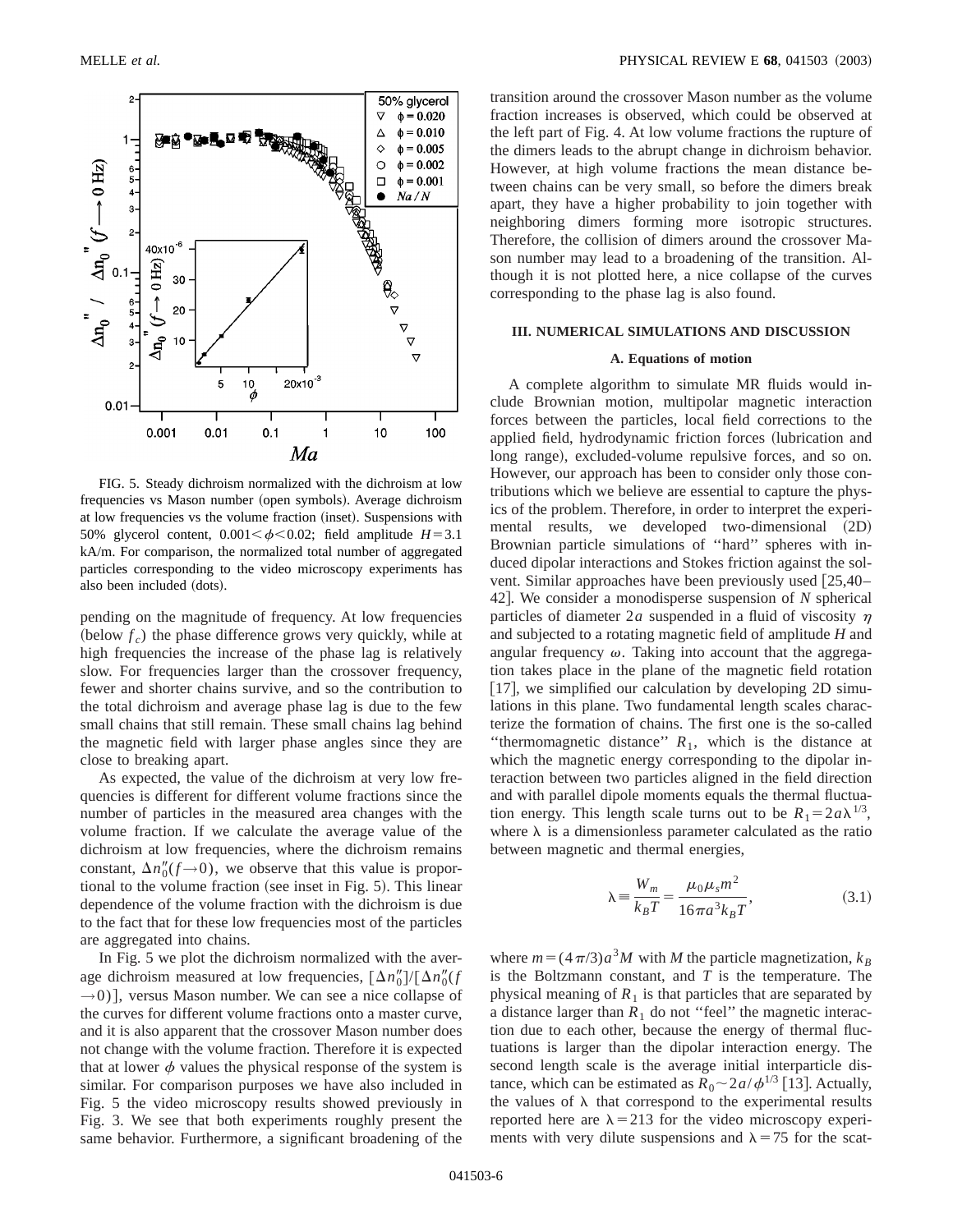FIG. 5. Steady dichroism normalized with the dichroism at low frequencies vs Mason number (open symbols). Average dichroism at low frequencies vs the volume fraction (inset). Suspensions with 50% glycerol content, $0.001<\phi<0.02$; field amplitude $H=3.1$ kA/m. For comparison, the normalized total number of aggregated particles corresponding to the video microscopy experiments has also been included (dots).

pending on the magnitude of frequency. At low frequencies (below $f_c$) the phase difference grows very quickly, while at high frequencies the increase of the phase lag is relatively slow. For frequencies larger than the crossover frequency, fewer and shorter chains survive, and so the contribution to the total dichroism and average phase lag is due to the few small chains that still remain. These small chains lag behind the magnetic field with larger phase angles since they are close to breaking apart.

As expected, the value of the dichroism at very low frequencies is different for different volume fractions since the number of particles in the measured area changes with the volume fraction. If we calculate the average value of the dichroism at low frequencies, where the dichroism remains constant, $\Delta n_0''(f\rightarrow 0)$, we observe that this value is proportional to the volume fraction (see inset in Fig. 5). This linear dependence of the volume fraction with the dichroism is due to the fact that for these low frequencies most of the particles are aggregated into chains.

In Fig. 5 we plot the dichroism normalized with the average dichroism measured at low frequencies, $[\Delta n_0'']/[\Delta n_0''(f\rightarrow 0)]$, versus Mason number. We can see a nice collapse of the curves for different volume fractions onto a master curve, and it is also apparent that the crossover Mason number does not change with the volume fraction. Therefore it is expected that at lower $\phi$ values the physical response of the system is similar. For comparison purposes we have also included in Fig. 5 the video microscopy results showed previously in Fig. 3. We see that both experiments roughly present the same behavior. Furthermore, a significant broadening of the transition around the crossover Mason number as the volume fraction increases is observed, which could be observed at the left part of Fig. 4. At low volume fractions the rupture of the dimers leads to the abrupt change in dichroism behavior. However, at high volume fractions the mean distance between chains can be very small, so before the dimers break apart, they have a higher probability to join together with neighboring dimers forming more isotropic structures. Therefore, the collision of dimers around the crossover Mason number may lead to a broadening of the transition. Although it is not plotted here, a nice collapse of the curves corresponding to the phase lag is also found.

## III. NUMERICAL SIMULATIONS AND DISCUSSION

### A. Equations of motion

A complete algorithm to simulate MR fluids would include Brownian motion, multipolar magnetic interaction forces between the particles, local field corrections to the applied field, hydrodynamic friction forces (lubrication and long range), excluded-volume repulsive forces, and so on. However, our approach has been to consider only those contributions which we believe are essential to capture the physics of the problem. Therefore, in order to interpret the experimental results, we developed two-dimensional (2D) Brownian particle simulations of "hard" spheres with induced dipolar interactions and Stokes friction against the solvent. Similar approaches have been previously used [25,40–42]. We consider a monodisperse suspension of $N$ spherical particles of diameter $2a$ suspended in a fluid of viscosity $\eta$ and subjected to a rotating magnetic field of amplitude $H$ and angular frequency $\omega$. Taking into account that the aggregation takes place in the plane of the magnetic field rotation [17], we simplified our calculation by developing 2D simulations in this plane. Two fundamental length scales characterize the formation of chains. The first one is the so-called "thermomagnetic distance" $R_1$, which is the distance at which the magnetic energy corresponding to the dipolar interaction between two particles aligned in the field direction and with parallel dipole moments equals the thermal fluctuation energy. This length scale turns out to be $R_1=2a\lambda^{1/3}$, where $\lambda$ is a dimensionless parameter calculated as the ratio between magnetic and thermal energies,

$$\lambda \equiv \frac{W_m}{k_BT}=\frac{\mu_0\mu_s m^2}{16\pi a^3 k_BT}, \tag{3.1}$$

where $m=(4\pi/3)a^3M$ with $M$ the particle magnetization, $k_B$ is the Boltzmann constant, and $T$ is the temperature. The physical meaning of $R_1$ is that particles that are separated by a distance larger than $R_1$ do not "feel" the magnetic interaction due to each other, because the energy of thermal fluctuations is larger than the dipolar interaction energy. The second length scale is the average initial interparticle distance, which can be estimated as $R_0\sim 2a/\phi^{1/3}$ [13]. Actually, the values of $\lambda$ that correspond to the experimental results reported here are $\lambda=213$ for the video microscopy experiments with very dilute suspensions and $\lambda=75$ for the scat-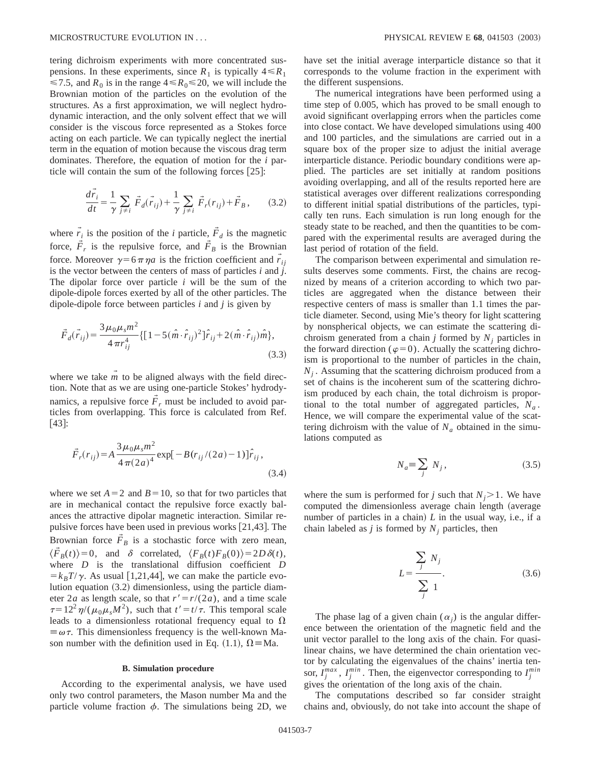tering dichroism experiments with more concentrated suspensions. In these experiments, since $R_1$ is typically $4 \leqslant R_1 \leqslant 7.5$, and $R_0$ is in the range $4 \leqslant R_0 \leqslant 20$, we will include the Brownian motion of the particles on the evolution of the structures. As a first approximation, we will neglect hydrodynamic interaction, and the only solvent effect that we will consider is the viscous force represented as a Stokes force acting on each particle. We can typically neglect the inertial term in the equation of motion because the viscous drag term dominates. Therefore, the equation of motion for the $i$ particle will contain the sum of the following forces [25]:

$$\frac{d\vec{r}_i}{dt} = \frac{1}{\gamma}\sum_{j\neq i}\vec{F}_d(\vec{r}_{ij}) + \frac{1}{\gamma}\sum_{j\neq i}\vec{F}_r(r_{ij}) + \vec{F}_B, \tag{3.2}$$

where $\vec{r}_i$ is the position of the $i$ particle, $\vec{F}_d$ is the magnetic force, $\vec{F}_r$ is the repulsive force, and $\vec{F}_B$ is the Brownian force. Moreover $\gamma = 6\pi\eta a$ is the friction coefficient and $\vec{r}_{ij}$ is the vector between the centers of mass of particles $i$ and $j$. The dipolar force over particle $i$ will be the sum of the dipole-dipole forces exerted by all of the other particles. The dipole-dipole force between particles $i$ and $j$ is given by

$$\vec{F}_d(\vec{r}_{ij}) = \frac{3\mu_0\mu_s m^2}{4\pi r_{ij}^4}\{[1-5(\hat{m}\cdot\hat{r}_{ij})^2]\hat{r}_{ij} + 2(\hat{m}\cdot\hat{r}_{ij})\hat{m}\}, \tag{3.3}$$

where we take $\vec{m}$ to be aligned always with the field direction. Note that as we are using one-particle Stokes' hydrodynamics, a repulsive force $\vec{F}_r$ must be included to avoid particles from overlapping. This force is calculated from Ref. [43]:

$$\vec{F}_r(r_{ij}) = A\frac{3\mu_0\mu_s m^2}{4\pi(2a)^4}\exp[-B(r_{ij}/(2a)-1)]\hat{r}_{ij}, \tag{3.4}$$

where we set $A=2$ and $B=10$, so that for two particles that are in mechanical contact the repulsive force exactly balances the attractive dipolar magnetic interaction. Similar repulsive forces have been used in previous works [21,43]. The Brownian force $\vec{F}_B$ is a stochastic force with zero mean, $\langle\vec{F}_B(t)\rangle = 0$, and $\delta$ correlated, $\langle F_B(t)F_B(0)\rangle = 2D\delta(t)$, where $D$ is the translational diffusion coefficient $D = k_BT/\gamma$. As usual [1,21,44], we can make the particle evolution equation (3.2) dimensionless, using the particle diameter $2a$ as length scale, so that $r' = r/(2a)$, and a time scale $\tau = 12^2\eta/(\mu_0\mu_s M^2)$, such that $t' = t/\tau$. This temporal scale leads to a dimensionless rotational frequency equal to $\Omega \equiv \omega\tau$. This dimensionless frequency is the well-known Mason number with the definition used in Eq. (1.1), $\Omega \equiv \mathrm{Ma}$.

### B. Simulation procedure

According to the experimental analysis, we have used only two control parameters, the Mason number Ma and the particle volume fraction $\phi$. The simulations being 2D, we have set the initial average interparticle distance so that it corresponds to the volume fraction in the experiment with the different suspensions.

The numerical integrations have been performed using a time step of 0.005, which has proved to be small enough to avoid significant overlapping errors when the particles come into close contact. We have developed simulations using 400 and 100 particles, and the simulations are carried out in a square box of the proper size to adjust the initial average interparticle distance. Periodic boundary conditions were applied. The particles are set initially at random positions avoiding overlapping, and all of the results reported here are statistical averages over different realizations corresponding to different initial spatial distributions of the particles, typically ten runs. Each simulation is run long enough for the steady state to be reached, and then the quantities to be compared with the experimental results are averaged during the last period of rotation of the field.

The comparison between experimental and simulation results deserves some comments. First, the chains are recognized by means of a criterion according to which two particles are aggregated when the distance between their respective centers of mass is smaller than 1.1 times the particle diameter. Second, using Mie's theory for light scattering by nonspherical objects, we can estimate the scattering dichroism generated from a chain $j$ formed by $N_j$ particles in the forward direction ($\varphi = 0$). Actually the scattering dichroism is proportional to the number of particles in the chain, $N_j$. Assuming that the scattering dichroism produced from a set of chains is the incoherent sum of the scattering dichroism produced by each chain, the total dichroism is proportional to the total number of aggregated particles, $N_a$. Hence, we will compare the experimental value of the scattering dichroism with the value of $N_a$ obtained in the simulations computed as

$$N_a \equiv \sum_j N_j, \tag{3.5}$$

where the sum is performed for $j$ such that $N_j > 1$. We have computed the dimensionless average chain length (average number of particles in a chain) $L$ in the usual way, i.e., if a chain labeled as $j$ is formed by $N_j$ particles, then

$$L = \frac{\sum_j N_j}{\sum_j 1}. \tag{3.6}$$

The phase lag of a given chain ($\alpha_j$) is the angular difference between the orientation of the magnetic field and the unit vector parallel to the long axis of the chain. For quasilinear chains, we have determined the chain orientation vector by calculating the eigenvalues of the chains' inertia tensor, $I_j^{max}$, $I_j^{min}$. Then, the eigenvector corresponding to $I_j^{min}$ gives the orientation of the long axis of the chain.

The computations described so far consider straight chains and, obviously, do not take into account the shape of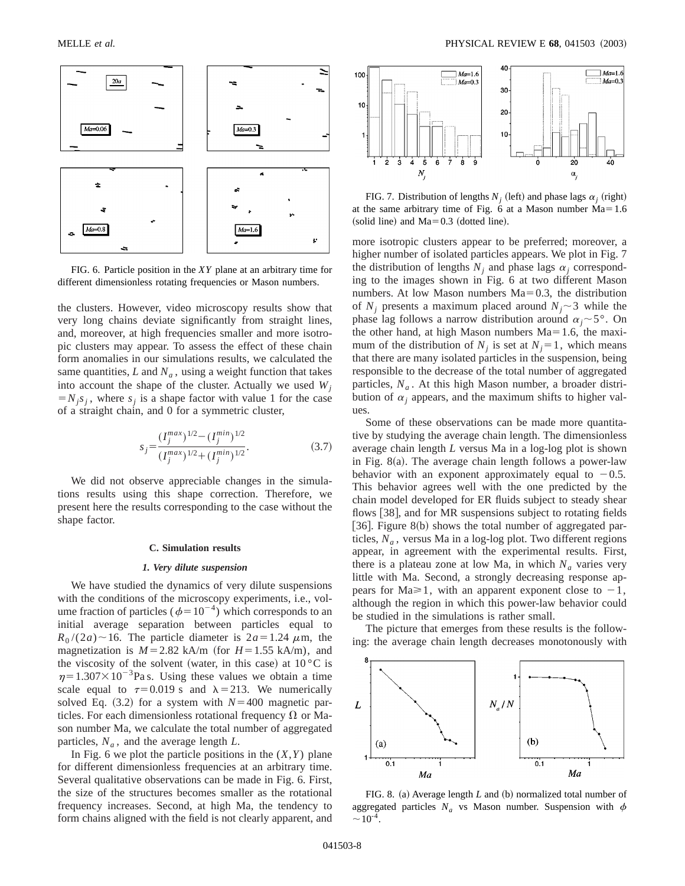FIG. 6. Particle position in the $XY$ plane at an arbitrary time for different dimensionless rotating frequencies or Mason numbers.

the clusters. However, video microscopy results show that very long chains deviate significantly from straight lines, and, moreover, at high frequencies smaller and more isotropic clusters may appear. To assess the effect of these chain form anomalies in our simulations results, we calculated the same quantities, $L$ and $N_a$, using a weight function that takes into account the shape of the cluster. Actually we used $W_j = N_j s_j$, where $s_j$ is a shape factor with value 1 for the case of a straight chain, and 0 for a symmetric cluster,

$$s_j = \frac{(I_j^{max})^{1/2} - (I_j^{min})^{1/2}}{(I_j^{max})^{1/2} + (I_j^{min})^{1/2}}. \tag{3.7}$$

We did not observe appreciable changes in the simulations results using this shape correction. Therefore, we present here the results corresponding to the case without the shape factor.

### C. Simulation results

#### 1. Very dilute suspension

We have studied the dynamics of very dilute suspensions with the conditions of the microscopy experiments, i.e., volume fraction of particles ($\phi = 10^{-4}$) which corresponds to an initial average separation between particles equal to $R_0/(2a) \sim 16$. The particle diameter is $2a = 1.24\ \mu$m, the magnetization is $M = 2.82$ kA/m ($H = 1.55$ kA/m), and the viscosity of the solvent (water, in this case) at 10 °C is $\eta = 1.307 \times 10^{-3}$ Pa s. Using these values we obtain a time scale equal to $\tau = 0.019$ s and $\lambda = 213$. We numerically solved Eq. (3.2) for a system with $N = 400$ magnetic particles. For each dimensionless rotational frequency $\Omega$ or Mason number Ma, we calculate the total number of aggregated particles, $N_a$, and the average length $L$.

In Fig. 6 we plot the particle positions in the $(X,Y)$ plane for different dimensionless frequencies at an arbitrary time. Several qualitative observations can be made in Fig. 6. First, the size of the structures becomes smaller as the rotational frequency increases. Second, at high Ma, the tendency to form chains aligned with the field is not clearly apparent, and more isotropic clusters appear to be preferred; moreover, a higher number of isolated particles appears. We plot in Fig. 7 the distribution of lengths $N_j$ and phase lags $\alpha_j$ corresponding to the images shown in Fig. 6 at two different Mason numbers. At low Mason numbers Ma = 0.3, the distribution of $N_j$ presents a maximum placed around $N_j \sim 3$ while the phase lag follows a narrow distribution around $\alpha_j \sim 5°$. On the other hand, at high Mason numbers Ma = 1.6, the maximum of the distribution of $N_j$ is set at $N_j = 1$, which means that there are many isolated particles in the suspension, being responsible to the decrease of the total number of aggregated particles, $N_a$. At this high Mason number, a broader distribution of $\alpha_j$ appears, and the maximum shifts to higher values.

FIG. 7. Distribution of lengths $N_j$ (left) and phase lags $\alpha_j$ (right) at the same arbitrary time of Fig. 6 at a Mason number Ma = 1.6 (solid line) and Ma = 0.3 (dotted line).

Some of these observations can be made more quantitative by studying the average chain length. The dimensionless average chain length $L$ versus Ma in a log-log plot is shown in Fig. 8(a). The average chain length follows a power-law behavior with an exponent approximately equal to $-0.5$. This behavior agrees well with the one predicted by the chain model developed for ER fluids subject to steady shear flows [38], and for MR suspensions subject to rotating fields [36]. Figure 8(b) shows the total number of aggregated particles, $N_a$, versus Ma in a log-log plot. Two different regions appear, in agreement with the experimental results. First, there is a plateau zone at low Ma, in which $N_a$ varies very little with Ma. Second, a strongly decreasing response appears for Ma $\geq 1$, with an apparent exponent close to $-1$, although the region in which this power-law behavior could be studied in the simulations is rather small.

The picture that emerges from these results is the following: the average chain length decreases monotonously with

FIG. 8. (a) Average length $L$ and (b) normalized total number of aggregated particles $N_a$ vs Mason number. Suspension with $\phi \sim 10^{-4}$.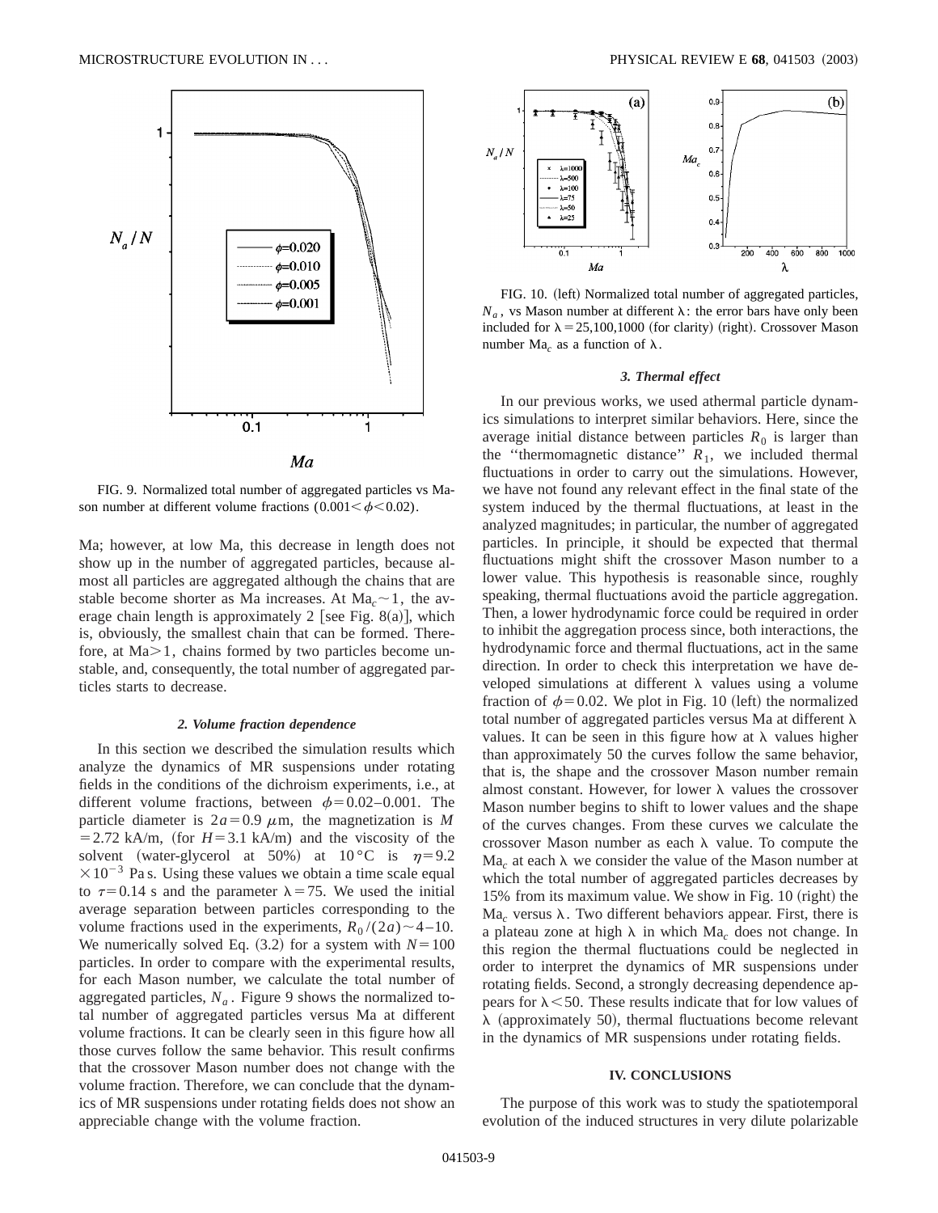FIG. 9. Normalized total number of aggregated particles vs Mason number at different volume fractions ($0.001<\phi<0.02$).

Ma; however, at low Ma, this decrease in length does not show up in the number of aggregated particles, because almost all particles are aggregated although the chains that are stable become shorter as Ma increases. At $\mathrm{Ma}_c \sim 1$, the average chain length is approximately 2 [see Fig. 8(a)], which is, obviously, the smallest chain that can be formed. Therefore, at $\mathrm{Ma}>1$, chains formed by two particles become unstable, and, consequently, the total number of aggregated particles starts to decrease.

#### 2. Volume fraction dependence

In this section we described the simulation results which analyze the dynamics of MR suspensions under rotating fields in the conditions of the dichroism experiments, i.e., at different volume fractions, between $\phi=0.02$–$0.001$. The particle diameter is $2a=0.9\ \mu$m, the magnetization is $M=2.72$ kA/m, (for $H=3.1$ kA/m) and the viscosity of the solvent (water-glycerol at 50%) at 10 °C is $\eta=9.2\times10^{-3}$ Pa s. Using these values we obtain a time scale equal to $\tau=0.14$ s and the parameter $\lambda=75$. We used the initial average separation between particles corresponding to the volume fractions used in the experiments, $R_0/(2a)\sim 4$–$10$. We numerically solved Eq. (3.2) for a system with $N=100$ particles. In order to compare with the experimental results, for each Mason number, we calculate the total number of aggregated particles, $N_a$. Figure 9 shows the normalized total number of aggregated particles versus Ma at different volume fractions. It can be clearly seen in this figure how all those curves follow the same behavior. This result confirms that the crossover Mason number does not change with the volume fraction. Therefore, we can conclude that the dynamics of MR suspensions under rotating fields does not show an appreciable change with the volume fraction.

FIG. 10. (left) Normalized total number of aggregated particles, $N_a$, vs Mason number at different $\lambda$: the error bars have only been included for $\lambda=25,100,1000$ (for clarity) (right). Crossover Mason number $\mathrm{Ma}_c$ as a function of $\lambda$.

#### 3. Thermal effect

In our previous works, we used athermal particle dynamics simulations to interpret similar behaviors. Here, since the average initial distance between particles $R_0$ is larger than the "thermomagnetic distance" $R_1$, we included thermal fluctuations in order to carry out the simulations. However, we have not found any relevant effect in the final state of the system induced by the thermal fluctuations, at least in the analyzed magnitudes; in particular, the number of aggregated particles. In principle, it should be expected that thermal fluctuations might shift the crossover Mason number to a lower value. This hypothesis is reasonable since, roughly speaking, thermal fluctuations avoid the particle aggregation. Then, a lower hydrodynamic force could be required in order to inhibit the aggregation process since, both interactions, the hydrodynamic force and thermal fluctuations, act in the same direction. In order to check this interpretation we have developed simulations at different $\lambda$ values using a volume fraction of $\phi=0.02$. We plot in Fig. 10 (left) the normalized total number of aggregated particles versus Ma at different $\lambda$ values. It can be seen in this figure how at $\lambda$ values higher than approximately 50 the curves follow the same behavior, that is, the shape and the crossover Mason number remain almost constant. However, for lower $\lambda$ values the crossover Mason number begins to shift to lower values and the shape of the curves changes. From these curves we calculate the crossover Mason number as each $\lambda$ value. To compute the $\mathrm{Ma}_c$ at each $\lambda$ we consider the value of the Mason number at which the total number of aggregated particles decreases by 15% from its maximum value. We show in Fig. 10 (right) the $\mathrm{Ma}_c$ versus $\lambda$. Two different behaviors appear. First, there is a plateau zone at high $\lambda$ in which $\mathrm{Ma}_c$ does not change. In this region the thermal fluctuations could be neglected in order to interpret the dynamics of MR suspensions under rotating fields. Second, a strongly decreasing dependence appears for $\lambda<50$. These results indicate that for low values of $\lambda$ (approximately 50), thermal fluctuations become relevant in the dynamics of MR suspensions under rotating fields.

## IV. CONCLUSIONS

The purpose of this work was to study the spatiotemporal evolution of the induced structures in very dilute polarizable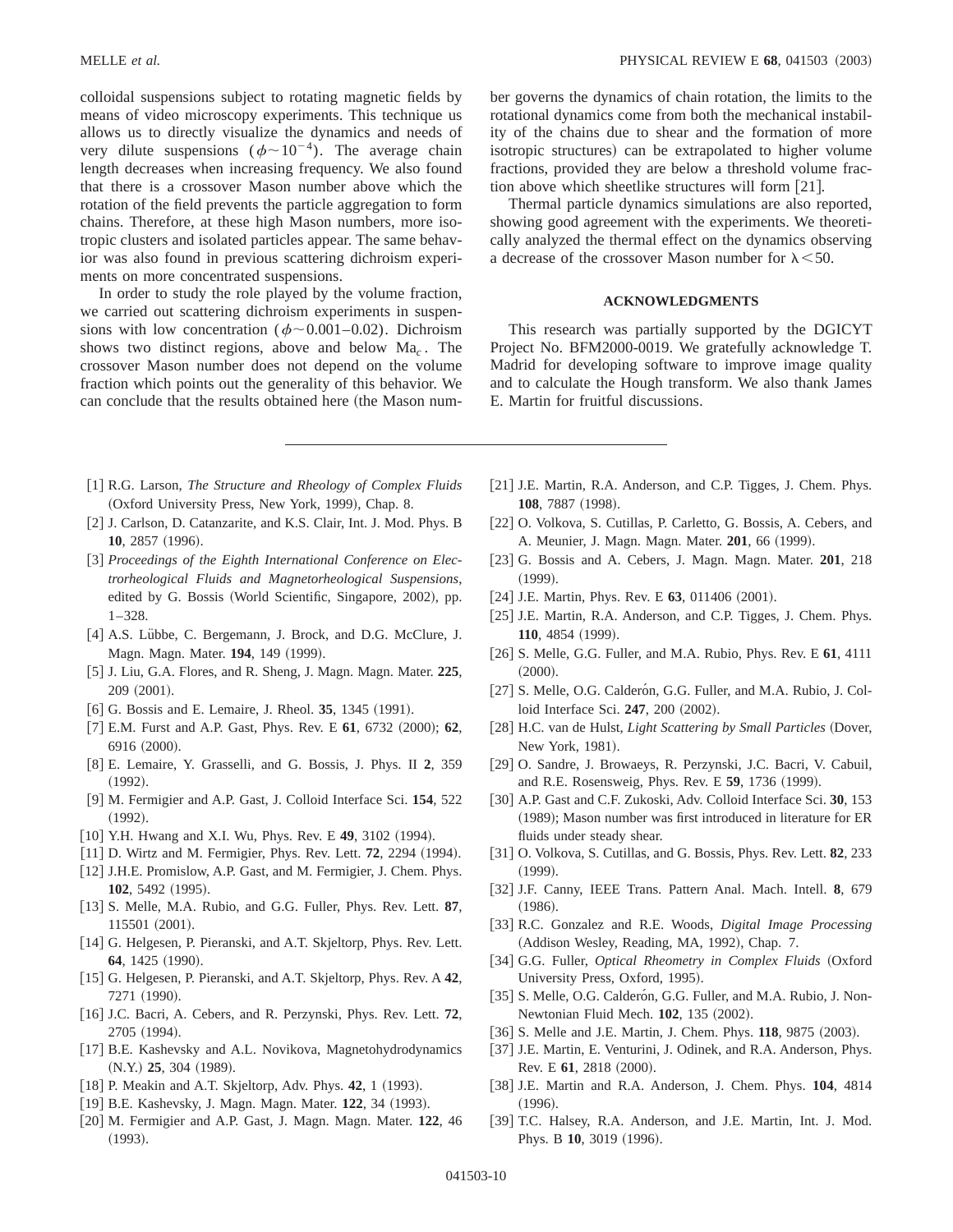colloidal suspensions subject to rotating magnetic fields by means of video microscopy experiments. This technique us allows us to directly visualize the dynamics and needs of very dilute suspensions ($\phi \sim 10^{-4}$). The average chain length decreases when increasing frequency. We also found that there is a crossover Mason number above which the rotation of the field prevents the particle aggregation to form chains. Therefore, at these high Mason numbers, more isotropic clusters and isolated particles appear. The same behavior was also found in previous scattering dichroism experiments on more concentrated suspensions.

In order to study the role played by the volume fraction, we carried out scattering dichroism experiments in suspensions with low concentration ($\phi \sim 0.001$–$0.02$). Dichroism shows two distinct regions, above and below $\mathrm{Ma}_c$. The crossover Mason number does not depend on the volume fraction which points out the generality of this behavior. We can conclude that the results obtained here (the Mason number governs the dynamics of chain rotation, the limits to the rotational dynamics come from both the mechanical instability of the chains due to shear and the formation of more isotropic structures) can be extrapolated to higher volume fractions, provided they are below a threshold volume fraction above which sheetlike structures will form [21].

Thermal particle dynamics simulations are also reported, showing good agreement with the experiments. We theoretically analyzed the thermal effect on the dynamics observing a decrease of the crossover Mason number for $\lambda < 50$.

## ACKNOWLEDGMENTS

This research was partially supported by the DGICYT Project No. BFM2000-0019. We gratefully acknowledge T. Madrid for developing software to improve image quality and to calculate the Hough transform. We also thank James E. Martin for fruitful discussions.

---

[1] R.G. Larson, *The Structure and Rheology of Complex Fluids* (Oxford University Press, New York, 1999), Chap. 8.

[2] J. Carlson, D. Catanzarite, and K.S. Clair, Int. J. Mod. Phys. B **10**, 2857 (1996).

[3] *Proceedings of the Eighth International Conference on Electrorheological Fluids and Magnetorheological Suspensions*, edited by G. Bossis (World Scientific, Singapore, 2002), pp. 1–328.

[4] A.S. Lübbe, C. Bergemann, J. Brock, and D.G. McClure, J. Magn. Magn. Mater. **194**, 149 (1999).

[5] J. Liu, G.A. Flores, and R. Sheng, J. Magn. Magn. Mater. **225**, 209 (2001).

[6] G. Bossis and E. Lemaire, J. Rheol. **35**, 1345 (1991).

[7] E.M. Furst and A.P. Gast, Phys. Rev. E **61**, 6732 (2000); **62**, 6916 (2000).

[8] E. Lemaire, Y. Grasselli, and G. Bossis, J. Phys. II **2**, 359 (1992).

[9] M. Fermigier and A.P. Gast, J. Colloid Interface Sci. **154**, 522 (1992).

[10] Y.H. Hwang and X.I. Wu, Phys. Rev. E **49**, 3102 (1994).

[11] D. Wirtz and M. Fermigier, Phys. Rev. Lett. **72**, 2294 (1994).

[12] J.H.E. Promislow, A.P. Gast, and M. Fermigier, J. Chem. Phys. **102**, 5492 (1995).

[13] S. Melle, M.A. Rubio, and G.G. Fuller, Phys. Rev. Lett. **87**, 115501 (2001).

[14] G. Helgesen, P. Pieranski, and A.T. Skjeltorp, Phys. Rev. Lett. **64**, 1425 (1990).

[15] G. Helgesen, P. Pieranski, and A.T. Skjeltorp, Phys. Rev. A **42**, 7271 (1990).

[16] J.C. Bacri, A. Cebers, and R. Perzynski, Phys. Rev. Lett. **72**, 2705 (1994).

[17] B.E. Kashevsky and A.L. Novikova, Magnetohydrodynamics (N.Y.) **25**, 304 (1989).

[18] P. Meakin and A.T. Skjeltorp, Adv. Phys. **42**, 1 (1993).

[19] B.E. Kashevsky, J. Magn. Magn. Mater. **122**, 34 (1993).

[20] M. Fermigier and A.P. Gast, J. Magn. Magn. Mater. **122**, 46 (1993).

[21] J.E. Martin, R.A. Anderson, and C.P. Tigges, J. Chem. Phys. **108**, 7887 (1998).

[22] O. Volkova, S. Cutillas, P. Carletto, G. Bossis, A. Cebers, and A. Meunier, J. Magn. Magn. Mater. **201**, 66 (1999).

[23] G. Bossis and A. Cebers, J. Magn. Magn. Mater. **201**, 218 (1999).

[24] J.E. Martin, Phys. Rev. E **63**, 011406 (2001).

[25] J.E. Martin, R.A. Anderson, and C.P. Tigges, J. Chem. Phys. **110**, 4854 (1999).

[26] S. Melle, G.G. Fuller, and M.A. Rubio, Phys. Rev. E **61**, 4111 (2000).

[27] S. Melle, O.G. Calderón, G.G. Fuller, and M.A. Rubio, J. Colloid Interface Sci. **247**, 200 (2002).

[28] H.C. van de Hulst, *Light Scattering by Small Particles* (Dover, New York, 1981).

[29] O. Sandre, J. Browaeys, R. Perzynski, J.C. Bacri, V. Cabuil, and R.E. Rosensweig, Phys. Rev. E **59**, 1736 (1999).

[30] A.P. Gast and C.F. Zukoski, Adv. Colloid Interface Sci. **30**, 153 (1989); Mason number was first introduced in literature for ER fluids under steady shear.

[31] O. Volkova, S. Cutillas, and G. Bossis, Phys. Rev. Lett. **82**, 233 (1999).

[32] J.F. Canny, IEEE Trans. Pattern Anal. Mach. Intell. **8**, 679 (1986).

[33] R.C. Gonzalez and R.E. Woods, *Digital Image Processing* (Addison Wesley, Reading, MA, 1992), Chap. 7.

[34] G.G. Fuller, *Optical Rheometry in Complex Fluids* (Oxford University Press, Oxford, 1995).

[35] S. Melle, O.G. Calderón, G.G. Fuller, and M.A. Rubio, J. Non-Newtonian Fluid Mech. **102**, 135 (2002).

[36] S. Melle and J.E. Martin, J. Chem. Phys. **118**, 9875 (2003).

[37] J.E. Martin, E. Venturini, J. Odinek, and R.A. Anderson, Phys. Rev. E **61**, 2818 (2000).

[38] J.E. Martin and R.A. Anderson, J. Chem. Phys. **104**, 4814 (1996).

[39] T.C. Halsey, R.A. Anderson, and J.E. Martin, Int. J. Mod. Phys. B **10**, 3019 (1996).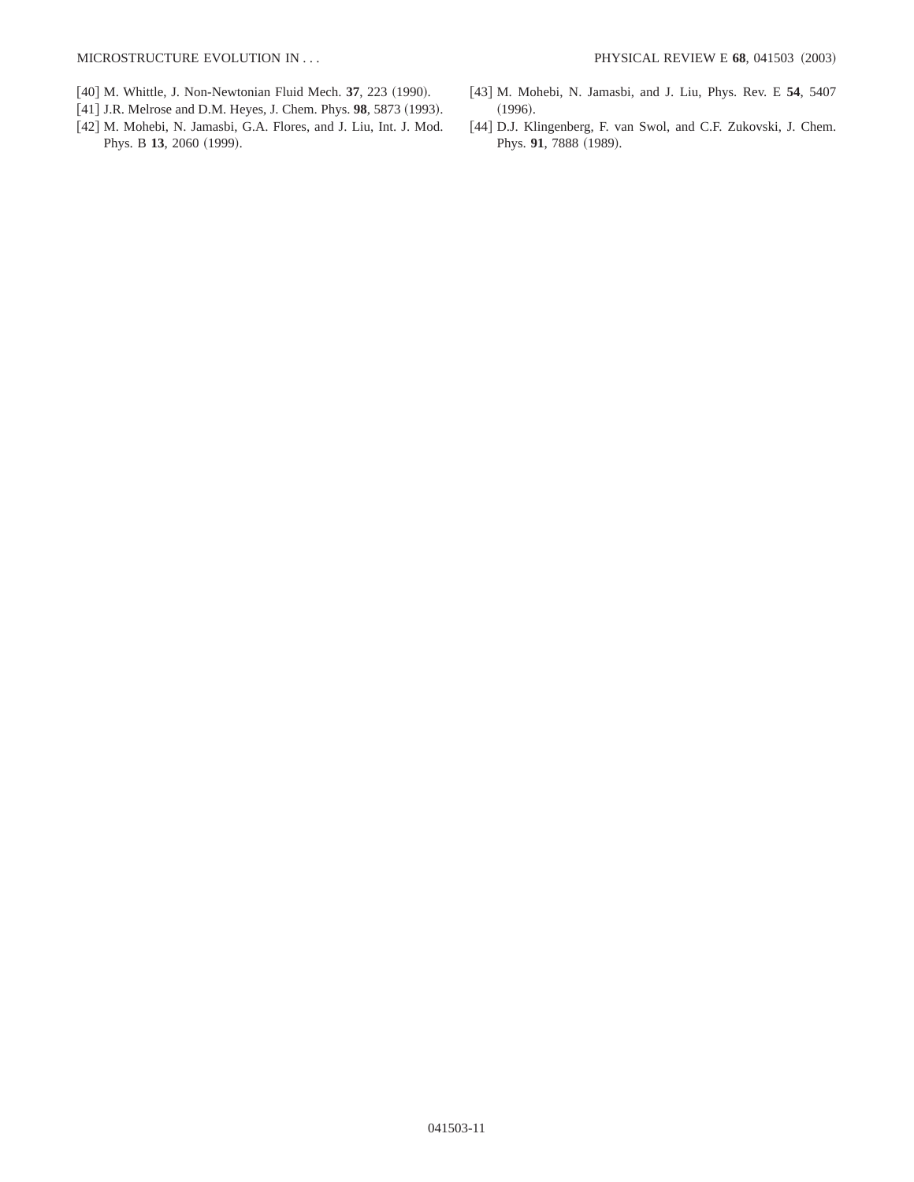[40] M. Whittle, J. Non-Newtonian Fluid Mech. **37**, 223 (1990).

[41] J.R. Melrose and D.M. Heyes, J. Chem. Phys. **98**, 5873 (1993).

[42] M. Mohebi, N. Jamasbi, G.A. Flores, and J. Liu, Int. J. Mod. Phys. B **13**, 2060 (1999).

[43] M. Mohebi, N. Jamasbi, and J. Liu, Phys. Rev. E **54**, 5407 (1996).

[44] D.J. Klingenberg, F. van Swol, and C.F. Zukovski, J. Chem. Phys. **91**, 7888 (1989).